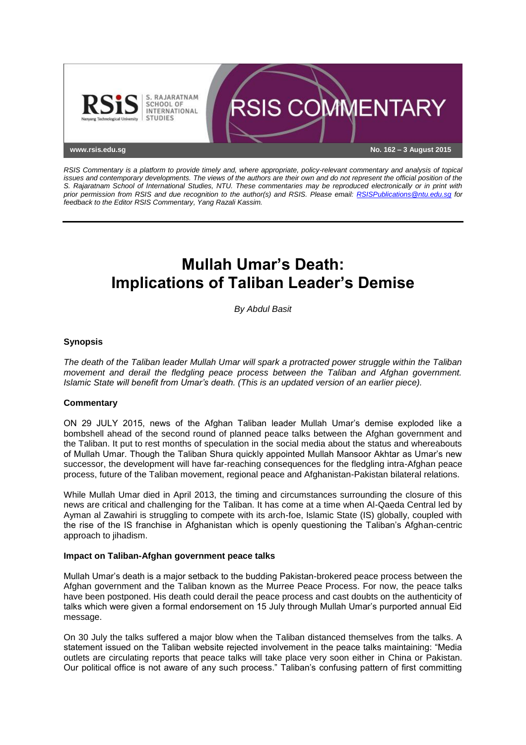RSIS COMMENTARY

www.rsis.edu.sg

No. 162 – 3 August 2015

*RSIS Commentary is a platform to provide timely and, where appropriate, policy-relevant commentary and analysis of topical issues and contemporary developments. The views of the authors are their own and do not represent the official position of the S. Rajaratnam School of International Studies, NTU. These commentaries may be reproduced electronically or in print with prior permission from RSIS and due recognition to the author(s) and RSIS. Please email: RSISPublications@ntu.edu.sg for feedback to the Editor RSIS Commentary, Yang Razali Kassim.*

# Mullah Umar's Death: Implications of Taliban Leader's Demise

*By Abdul Basit*

### Synopsis

*The death of the Taliban leader Mullah Umar will spark a protracted power struggle within the Taliban movement and derail the fledgling peace process between the Taliban and Afghan government. Islamic State will benefit from Umar's death. (This is an updated version of an earlier piece).*

### Commentary

ON 29 JULY 2015, news of the Afghan Taliban leader Mullah Umar's demise exploded like a bombshell ahead of the second round of planned peace talks between the Afghan government and the Taliban. It put to rest months of speculation in the social media about the status and whereabouts of Mullah Umar. Though the Taliban Shura quickly appointed Mullah Mansoor Akhtar as Umar's new successor, the development will have far-reaching consequences for the fledgling intra-Afghan peace process, future of the Taliban movement, regional peace and Afghanistan-Pakistan bilateral relations.

While Mullah Umar died in April 2013, the timing and circumstances surrounding the closure of this news are critical and challenging for the Taliban. It has come at a time when Al-Qaeda Central led by Ayman al Zawahiri is struggling to compete with its arch-foe, Islamic State (IS) globally, coupled with the rise of the IS franchise in Afghanistan which is openly questioning the Taliban's Afghan-centric approach to jihadism.

### Impact on Taliban-Afghan government peace talks

Mullah Umar's death is a major setback to the budding Pakistan-brokered peace process between the Afghan government and the Taliban known as the Murree Peace Process. For now, the peace talks have been postponed. His death could derail the peace process and cast doubts on the authenticity of talks which were given a formal endorsement on 15 July through Mullah Umar's purported annual Eid message.

On 30 July the talks suffered a major blow when the Taliban distanced themselves from the talks. A statement issued on the Taliban website rejected involvement in the peace talks maintaining: "Media outlets are circulating reports that peace talks will take place very soon either in China or Pakistan. Our political office is not aware of any such process." Taliban's confusing pattern of first committing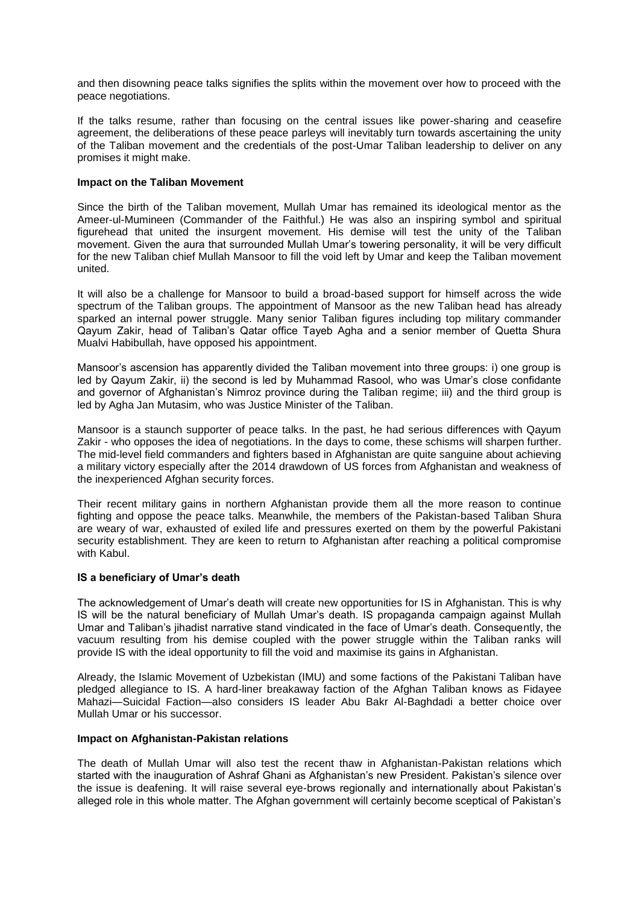and then disowning peace talks signifies the splits within the movement over how to proceed with the peace negotiations.

If the talks resume, rather than focusing on the central issues like power-sharing and ceasefire agreement, the deliberations of these peace parleys will inevitably turn towards ascertaining the unity of the Taliban movement and the credentials of the post-Umar Taliban leadership to deliver on any promises it might make.

**Impact on the Taliban Movement**

Since the birth of the Taliban movement, Mullah Umar has remained its ideological mentor as the Ameer-ul-Mumineen (Commander of the Faithful.) He was also an inspiring symbol and spiritual figurehead that united the insurgent movement. His demise will test the unity of the Taliban movement. Given the aura that surrounded Mullah Umar's towering personality, it will be very difficult for the new Taliban chief Mullah Mansoor to fill the void left by Umar and keep the Taliban movement united.

It will also be a challenge for Mansoor to build a broad-based support for himself across the wide spectrum of the Taliban groups. The appointment of Mansoor as the new Taliban head has already sparked an internal power struggle. Many senior Taliban figures including top military commander Qayum Zakir, head of Taliban's Qatar office Tayeb Agha and a senior member of Quetta Shura Mualvi Habibullah, have opposed his appointment.

Mansoor's ascension has apparently divided the Taliban movement into three groups: i) one group is led by Qayum Zakir, ii) the second is led by Muhammad Rasool, who was Umar's close confidante and governor of Afghanistan's Nimroz province during the Taliban regime; iii) and the third group is led by Agha Jan Mutasim, who was Justice Minister of the Taliban.

Mansoor is a staunch supporter of peace talks. In the past, he had serious differences with Qayum Zakir - who opposes the idea of negotiations. In the days to come, these schisms will sharpen further. The mid-level field commanders and fighters based in Afghanistan are quite sanguine about achieving a military victory especially after the 2014 drawdown of US forces from Afghanistan and weakness of the inexperienced Afghan security forces.

Their recent military gains in northern Afghanistan provide them all the more reason to continue fighting and oppose the peace talks. Meanwhile, the members of the Pakistan-based Taliban Shura are weary of war, exhausted of exiled life and pressures exerted on them by the powerful Pakistani security establishment. They are keen to return to Afghanistan after reaching a political compromise with Kabul.

**IS a beneficiary of Umar's death**

The acknowledgement of Umar's death will create new opportunities for IS in Afghanistan. This is why IS will be the natural beneficiary of Mullah Umar's death. IS propaganda campaign against Mullah Umar and Taliban's jihadist narrative stand vindicated in the face of Umar's death. Consequently, the vacuum resulting from his demise coupled with the power struggle within the Taliban ranks will provide IS with the ideal opportunity to fill the void and maximise its gains in Afghanistan.

Already, the Islamic Movement of Uzbekistan (IMU) and some factions of the Pakistani Taliban have pledged allegiance to IS. A hard-liner breakaway faction of the Afghan Taliban knows as Fidayee Mahazi—Suicidal Faction—also considers IS leader Abu Bakr Al-Baghdadi a better choice over Mullah Umar or his successor.

**Impact on Afghanistan-Pakistan relations**

The death of Mullah Umar will also test the recent thaw in Afghanistan-Pakistan relations which started with the inauguration of Ashraf Ghani as Afghanistan's new President. Pakistan's silence over the issue is deafening. It will raise several eye-brows regionally and internationally about Pakistan's alleged role in this whole matter. The Afghan government will certainly become sceptical of Pakistan's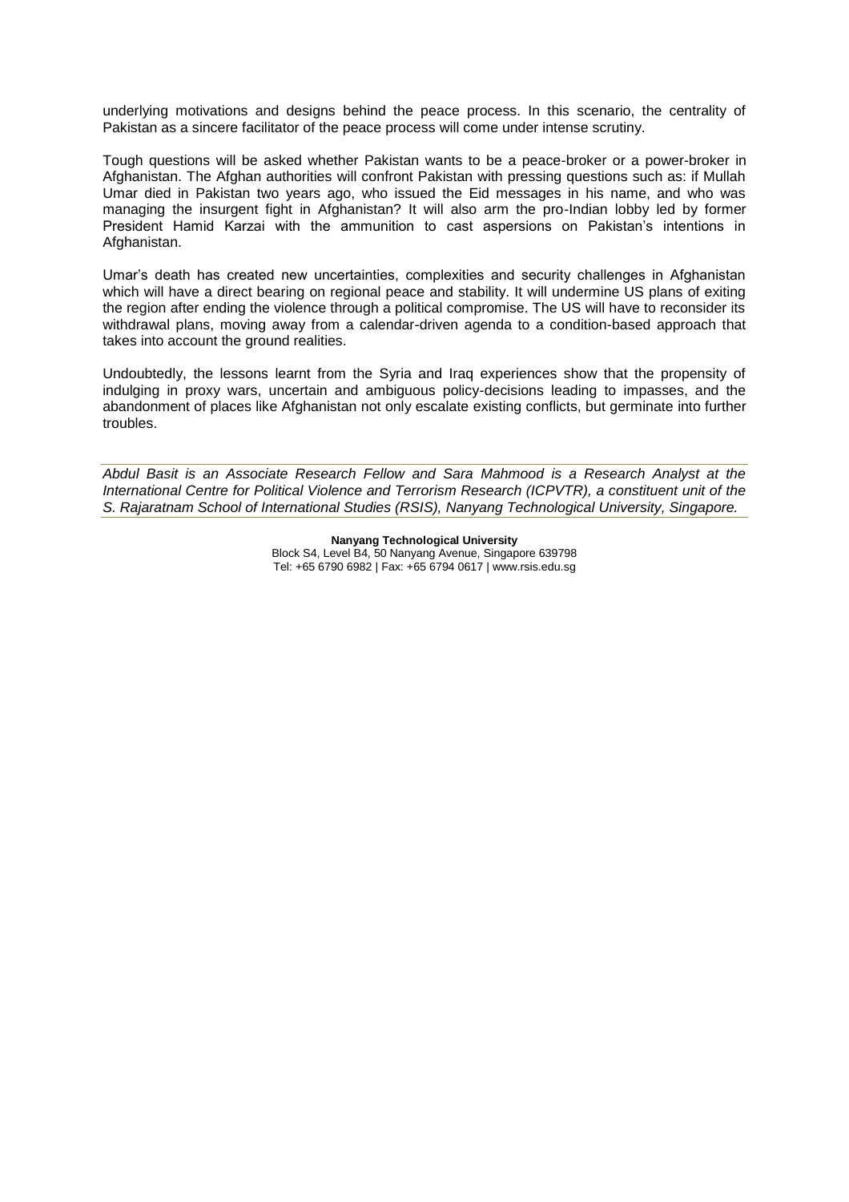underlying motivations and designs behind the peace process. In this scenario, the centrality of Pakistan as a sincere facilitator of the peace process will come under intense scrutiny.

Tough questions will be asked whether Pakistan wants to be a peace-broker or a power-broker in Afghanistan. The Afghan authorities will confront Pakistan with pressing questions such as: if Mullah Umar died in Pakistan two years ago, who issued the Eid messages in his name, and who was managing the insurgent fight in Afghanistan? It will also arm the pro-Indian lobby led by former President Hamid Karzai with the ammunition to cast aspersions on Pakistan's intentions in Afghanistan.

Umar's death has created new uncertainties, complexities and security challenges in Afghanistan which will have a direct bearing on regional peace and stability. It will undermine US plans of exiting the region after ending the violence through a political compromise. The US will have to reconsider its withdrawal plans, moving away from a calendar-driven agenda to a condition-based approach that takes into account the ground realities.

Undoubtedly, the lessons learnt from the Syria and Iraq experiences show that the propensity of indulging in proxy wars, uncertain and ambiguous policy-decisions leading to impasses, and the abandonment of places like Afghanistan not only escalate existing conflicts, but germinate into further troubles.

---

*Abdul Basit is an Associate Research Fellow and Sara Mahmood is a Research Analyst at the International Centre for Political Violence and Terrorism Research (ICPVTR), a constituent unit of the S. Rajaratnam School of International Studies (RSIS), Nanyang Technological University, Singapore.*

---

**Nanyang Technological University**
Block S4, Level B4, 50 Nanyang Avenue, Singapore 639798
Tel: +65 6790 6982 | Fax: +65 6794 0617 | www.rsis.edu.sg